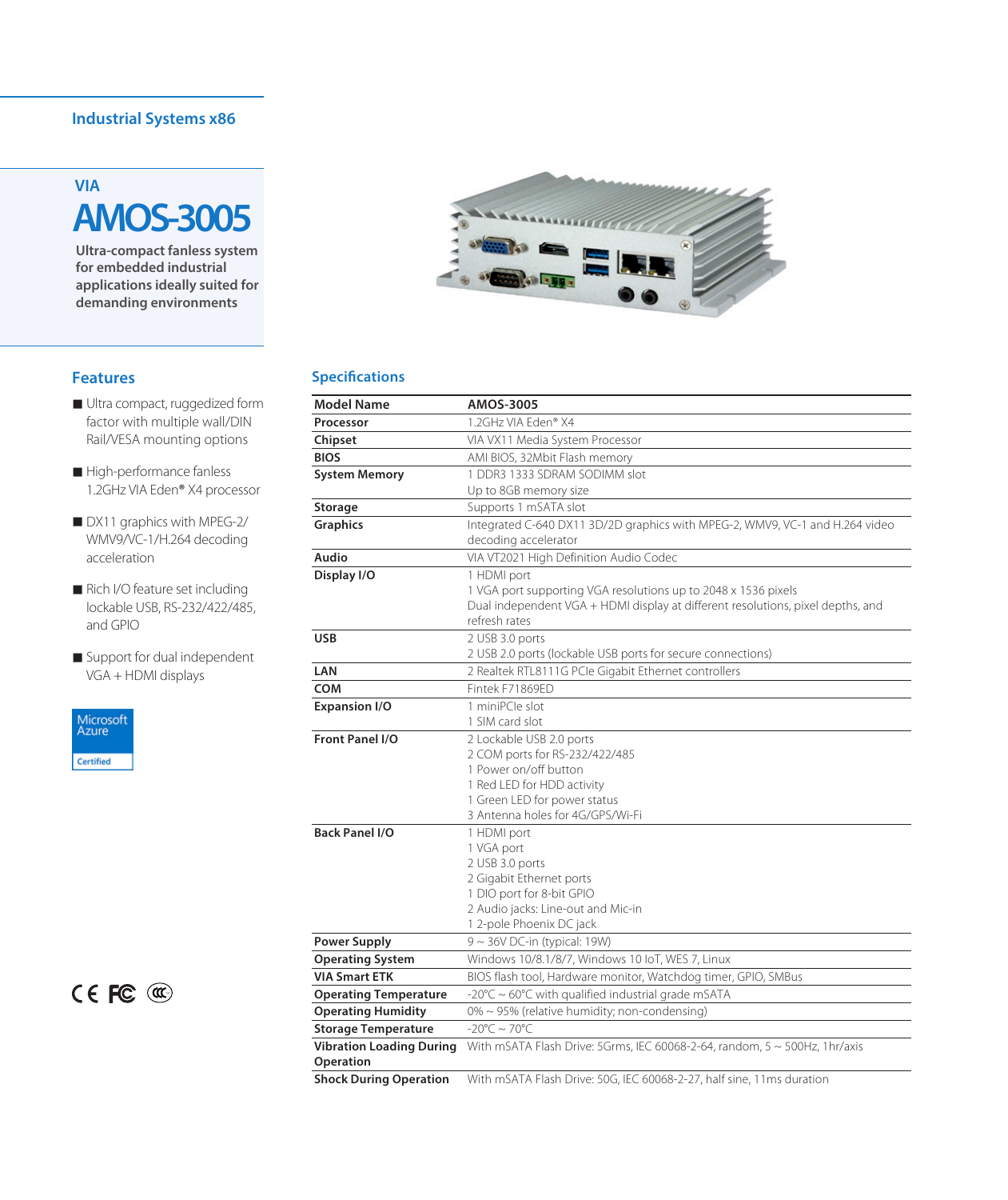Industrial Systems x86

VIA

# AMOS-3005

**Ultra-compact fanless system for embedded industrial applications ideally suited for demanding environments**

## Features

- Ultra compact, ruggedized form factor with multiple wall/DIN Rail/VESA mounting options
- High-performance fanless 1.2GHz VIA Eden® X4 processor
- DX11 graphics with MPEG-2/WMV9/VC-1/H.264 decoding acceleration
- Rich I/O feature set including lockable USB, RS-232/422/485, and GPIO
- Support for dual independent VGA + HDMI displays

Microsoft Azure Certified

## Specifications

| Model Name | AMOS-3005 |
|---|---|
| Processor | 1.2GHz VIA Eden® X4 |
| Chipset | VIA VX11 Media System Processor |
| BIOS | AMI BIOS, 32Mbit Flash memory |
| System Memory | 1 DDR3 1333 SDRAM SODIMM slot<br>Up to 8GB memory size |
| Storage | Supports 1 mSATA slot |
| Graphics | Integrated C-640 DX11 3D/2D graphics with MPEG-2, WMV9, VC-1 and H.264 video decoding accelerator |
| Audio | VIA VT2021 High Definition Audio Codec |
| Display I/O | 1 HDMI port<br>1 VGA port supporting VGA resolutions up to 2048 x 1536 pixels<br>Dual independent VGA + HDMI display at different resolutions, pixel depths, and refresh rates |
| USB | 2 USB 3.0 ports<br>2 USB 2.0 ports (lockable USB ports for secure connections) |
| LAN | 2 Realtek RTL8111G PCIe Gigabit Ethernet controllers |
| COM | Fintek F71869ED |
| Expansion I/O | 1 miniPCIe slot<br>1 SIM card slot |
| Front Panel I/O | 2 Lockable USB 2.0 ports<br>2 COM ports for RS-232/422/485<br>1 Power on/off button<br>1 Red LED for HDD activity<br>1 Green LED for power status<br>3 Antenna holes for 4G/GPS/Wi-Fi |
| Back Panel I/O | 1 HDMI port<br>1 VGA port<br>2 USB 3.0 ports<br>2 Gigabit Ethernet ports<br>1 DIO port for 8-bit GPIO<br>2 Audio jacks: Line-out and Mic-in<br>1 2-pole Phoenix DC jack |
| Power Supply | 9 ~ 36V DC-in (typical: 19W) |
| Operating System | Windows 10/8.1/8/7, Windows 10 IoT, WES 7, Linux |
| VIA Smart ETK | BIOS flash tool, Hardware monitor, Watchdog timer, GPIO, SMBus |
| Operating Temperature | -20°C ~ 60°C with qualified industrial grade mSATA |
| Operating Humidity | 0% ~ 95% (relative humidity; non-condensing) |
| Storage Temperature | -20°C ~ 70°C |
| Vibration Loading During Operation | With mSATA Flash Drive: 5Grms, IEC 60068-2-64, random, 5 ~ 500Hz, 1hr/axis |
| Shock During Operation | With mSATA Flash Drive: 50G, IEC 60068-2-27, half sine, 11ms duration |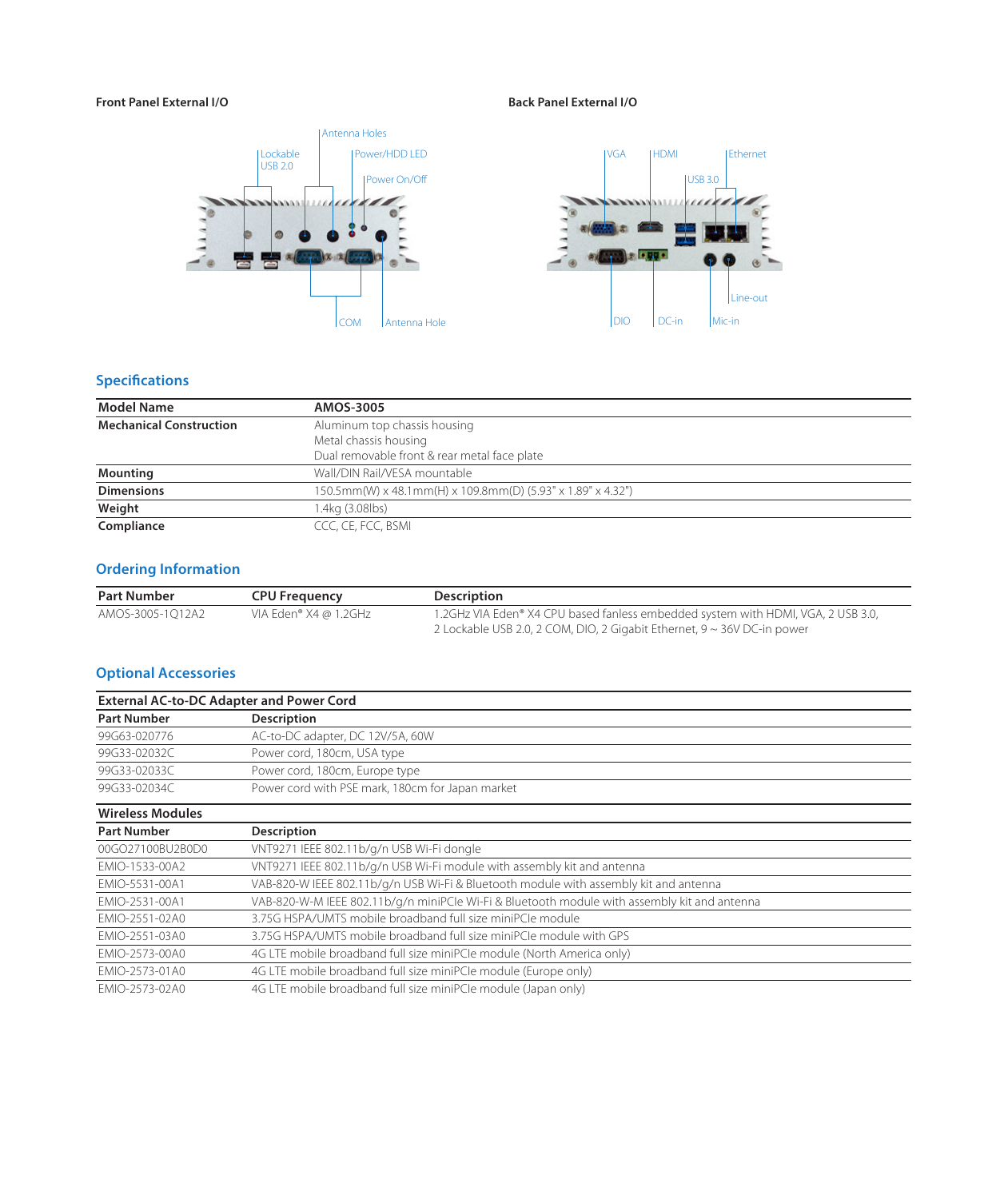**Front Panel External I/O**

Antenna Holes
Lockable USB 2.0
Power/HDD LED
Power On/Off
COM
Antenna Hole

**Back Panel External I/O**

VGA
HDMI
Ethernet
USB 3.0
Line-out
DIO
DC-in
Mic-in

## Specifications

| Model Name | AMOS-3005 |
|---|---|
| **Mechanical Construction** | Aluminum top chassis housing<br>Metal chassis housing<br>Dual removable front & rear metal face plate |
| **Mounting** | Wall/DIN Rail/VESA mountable |
| **Dimensions** | 150.5mm(W) x 48.1mm(H) x 109.8mm(D) (5.93" x 1.89" x 4.32") |
| **Weight** | 1.4kg (3.08lbs) |
| **Compliance** | CCC, CE, FCC, BSMI |

## Ordering Information

| Part Number | CPU Frequency | Description |
|---|---|---|
| AMOS-3005-1Q12A2 | VIA Eden® X4 @ 1.2GHz | 1.2GHz VIA Eden® X4 CPU based fanless embedded system with HDMI, VGA, 2 USB 3.0, 2 Lockable USB 2.0, 2 COM, DIO, 2 Gigabit Ethernet, 9 ~ 36V DC-in power |

## Optional Accessories

**External AC-to-DC Adapter and Power Cord**

| Part Number | Description |
|---|---|
| 99G63-020776 | AC-to-DC adapter, DC 12V/5A, 60W |
| 99G33-02032C | Power cord, 180cm, USA type |
| 99G33-02033C | Power cord, 180cm, Europe type |
| 99G33-02034C | Power cord with PSE mark, 180cm for Japan market |

**Wireless Modules**

| Part Number | Description |
|---|---|
| 00GO27100BU2B0D0 | VNT9271 IEEE 802.11b/g/n USB Wi-Fi dongle |
| EMIO-1533-00A2 | VNT9271 IEEE 802.11b/g/n USB Wi-Fi module with assembly kit and antenna |
| EMIO-5531-00A1 | VAB-820-W IEEE 802.11b/g/n USB Wi-Fi & Bluetooth module with assembly kit and antenna |
| EMIO-2531-00A1 | VAB-820-W-M IEEE 802.11b/g/n miniPCIe Wi-Fi & Bluetooth module with assembly kit and antenna |
| EMIO-2551-02A0 | 3.75G HSPA/UMTS mobile broadband full size miniPCIe module |
| EMIO-2551-03A0 | 3.75G HSPA/UMTS mobile broadband full size miniPCIe module with GPS |
| EMIO-2573-00A0 | 4G LTE mobile broadband full size miniPCIe module (North America only) |
| EMIO-2573-01A0 | 4G LTE mobile broadband full size miniPCIe module (Europe only) |
| EMIO-2573-02A0 | 4G LTE mobile broadband full size miniPCIe module (Japan only) |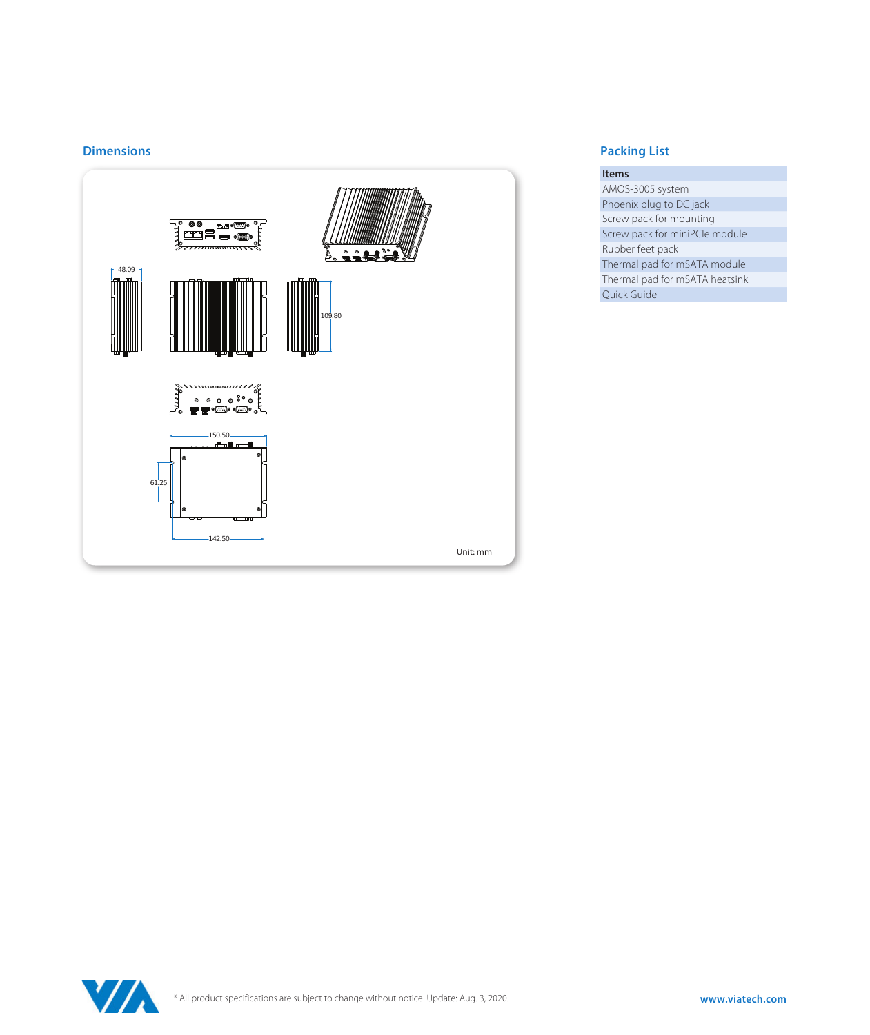## Dimensions

48.09

109.80

150.50

61.25

142.50

Unit: mm

## Packing List

| Items |
|---|
| AMOS-3005 system |
| Phoenix plug to DC jack |
| Screw pack for mounting |
| Screw pack for miniPCIe module |
| Rubber feet pack |
| Thermal pad for mSATA module |
| Thermal pad for mSATA heatsink |
| Quick Guide |

* All product specifications are subject to change without notice. Update: Aug. 3, 2020.

www.viatech.com